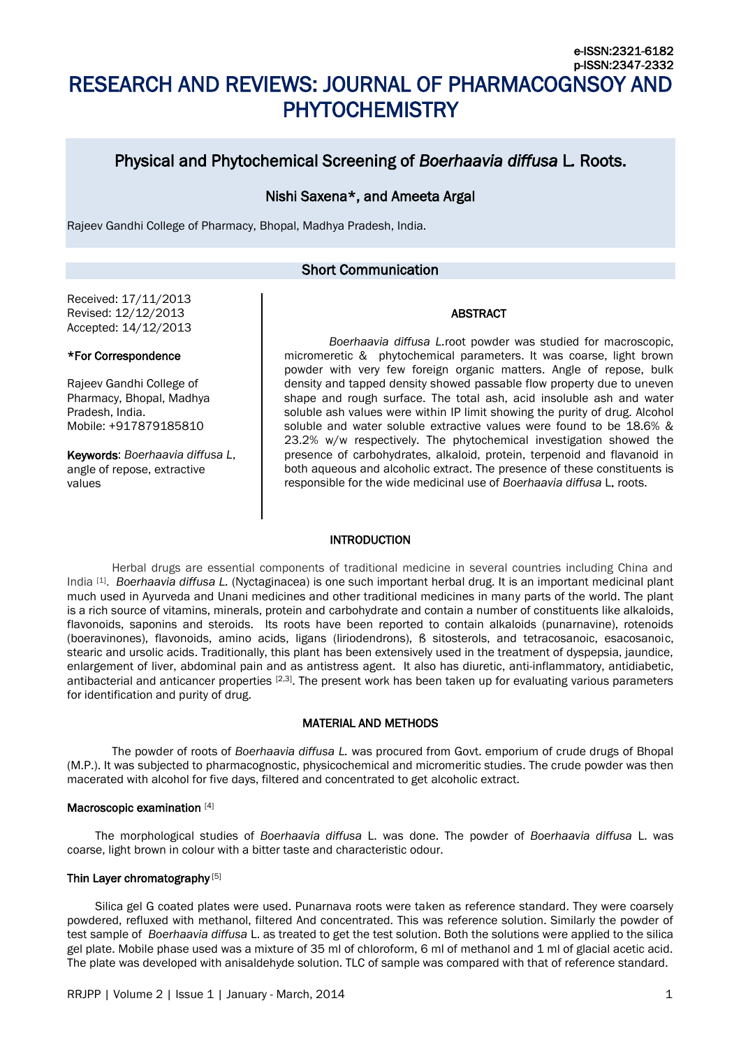e-ISSN:2321-6182
p-ISSN:2347-2332

# RESEARCH AND REVIEWS: JOURNAL OF PHARMACOGNSOY AND PHYTOCHEMISTRY

## Physical and Phytochemical Screening of *Boerhaavia diffusa* L. Roots.

Nishi Saxena*, and Ameeta Argal

Rajeev Gandhi College of Pharmacy, Bhopal, Madhya Pradesh, India.

**Short Communication**

Received: 17/11/2013
Revised: 12/12/2013
Accepted: 14/12/2013

**\*For Correspondence**

Rajeev Gandhi College of Pharmacy, Bhopal, Madhya Pradesh, India.
Mobile: +917879185810

**Keywords**: *Boerhaavia diffusa L*, angle of repose, extractive values

### ABSTRACT

*Boerhaavia diffusa L.*root powder was studied for macroscopic, micromeretic & phytochemical parameters. It was coarse, light brown powder with very few foreign organic matters. Angle of repose, bulk density and tapped density showed passable flow property due to uneven shape and rough surface. The total ash, acid insoluble ash and water soluble ash values were within IP limit showing the purity of drug. Alcohol soluble and water soluble extractive values were found to be 18.6% & 23.2% w/w respectively. The phytochemical investigation showed the presence of carbohydrates, alkaloid, protein, terpenoid and flavanoid in both aqueous and alcoholic extract. The presence of these constituents is responsible for the wide medicinal use of *Boerhaavia diffusa* L. roots.

### INTRODUCTION

Herbal drugs are essential components of traditional medicine in several countries including China and India [1]. *Boerhaavia diffusa L.* (Nyctaginacea) is one such important herbal drug. It is an important medicinal plant much used in Ayurveda and Unani medicines and other traditional medicines in many parts of the world. The plant is a rich source of vitamins, minerals, protein and carbohydrate and contain a number of constituents like alkaloids, flavonoids, saponins and steroids. Its roots have been reported to contain alkaloids (punarnavine), rotenoids (boeravinones), flavonoids, amino acids, ligans (liriodendrons), ß sitosterols, and tetracosanoic, esacosanoic, stearic and ursolic acids. Traditionally, this plant has been extensively used in the treatment of dyspepsia, jaundice, enlargement of liver, abdominal pain and as antistress agent. It also has diuretic, anti-inflammatory, antidiabetic, antibacterial and anticancer properties [2,3]. The present work has been taken up for evaluating various parameters for identification and purity of drug.

### MATERIAL AND METHODS

The powder of roots of *Boerhaavia diffusa L.* was procured from Govt. emporium of crude drugs of Bhopal (M.P.). It was subjected to pharmacognostic, physicochemical and micromeritic studies. The crude powder was then macerated with alcohol for five days, filtered and concentrated to get alcoholic extract.

#### Macroscopic examination [4]

The morphological studies of *Boerhaavia diffusa* L. was done. The powder of *Boerhaavia diffusa* L. was coarse, light brown in colour with a bitter taste and characteristic odour.

#### Thin Layer chromatography [5]

Silica gel G coated plates were used. Punarnava roots were taken as reference standard. They were coarsely powdered, refluxed with methanol, filtered And concentrated. This was reference solution. Similarly the powder of test sample of *Boerhaavia diffusa* L. as treated to get the test solution. Both the solutions were applied to the silica gel plate. Mobile phase used was a mixture of 35 ml of chloroform, 6 ml of methanol and 1 ml of glacial acetic acid. The plate was developed with anisaldehyde solution. TLC of sample was compared with that of reference standard.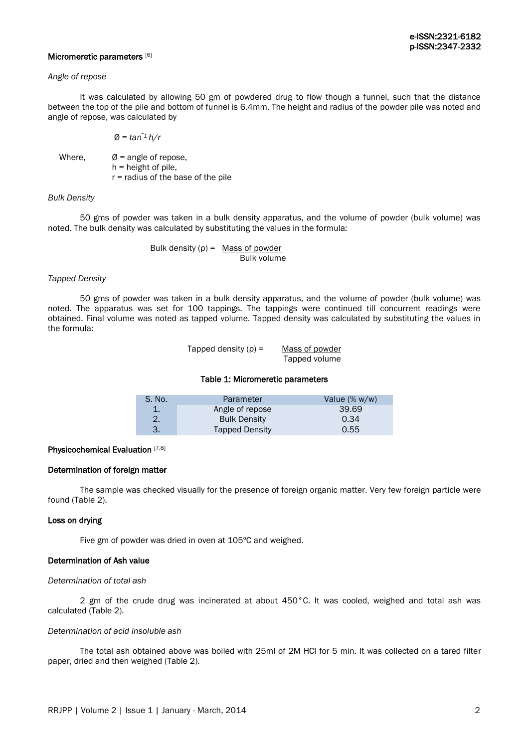### Micromeretic parameters [6]

*Angle of repose*

It was calculated by allowing 50 gm of powdered drug to flow though a funnel, such that the distance between the top of the pile and bottom of funnel is 6.4mm. The height and radius of the powder pile was noted and angle of repose, was calculated by

$$Ø = tan^{-1} h/r$$

Where, Ø = angle of repose,
h = height of pile,
r = radius of the base of the pile

*Bulk Density*

50 gms of powder was taken in a bulk density apparatus, and the volume of powder (bulk volume) was noted. The bulk density was calculated by substituting the values in the formula:

$$\text{Bulk density } (\rho) = \frac{\text{Mass of powder}}{\text{Bulk volume}}$$

*Tapped Density*

50 gms of powder was taken in a bulk density apparatus, and the volume of powder (bulk volume) was noted. The apparatus was set for 100 tappings. The tappings were continued till concurrent readings were obtained. Final volume was noted as tapped volume. Tapped density was calculated by substituting the values in the formula:

$$\text{Tapped density } (\rho) = \frac{\text{Mass of powder}}{\text{Tapped volume}}$$

**Table 1: Micromeretic parameters**

| S. No. | Parameter | Value (% w/w) |
|---|---|---|
| 1. | Angle of repose | 39.69 |
| 2. | Bulk Density | 0.34 |
| 3. | Tapped Density | 0.55 |

### Physicochemical Evaluation [7,8]

#### Determination of foreign matter

The sample was checked visually for the presence of foreign organic matter. Very few foreign particle were found (Table 2).

#### Loss on drying

Five gm of powder was dried in oven at 105ºC and weighed.

#### Determination of Ash value

*Determination of total ash*

2 gm of the crude drug was incinerated at about 450°C. It was cooled, weighed and total ash was calculated (Table 2).

*Determination of acid insoluble ash*

The total ash obtained above was boiled with 25ml of 2M HCl for 5 min. It was collected on a tared filter paper, dried and then weighed (Table 2).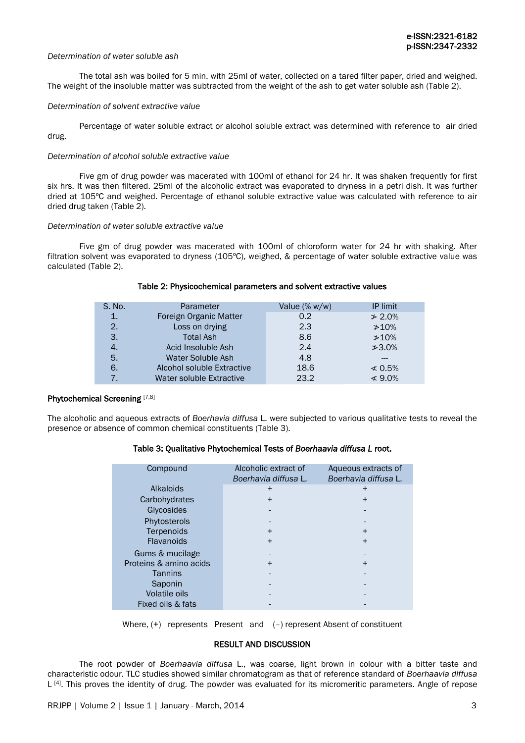*Determination of water soluble ash*

The total ash was boiled for 5 min. with 25ml of water, collected on a tared filter paper, dried and weighed. The weight of the insoluble matter was subtracted from the weight of the ash to get water soluble ash (Table 2).

*Determination of solvent extractive value*

Percentage of water soluble extract or alcohol soluble extract was determined with reference to air dried drug.

*Determination of alcohol soluble extractive value*

Five gm of drug powder was macerated with 100ml of ethanol for 24 hr. It was shaken frequently for first six hrs. It was then filtered. 25ml of the alcoholic extract was evaporated to dryness in a petri dish. It was further dried at 105ºC and weighed. Percentage of ethanol soluble extractive value was calculated with reference to air dried drug taken (Table 2).

*Determination of water soluble extractive value*

Five gm of drug powder was macerated with 100ml of chloroform water for 24 hr with shaking. After filtration solvent was evaporated to dryness (105ºC), weighed, & percentage of water soluble extractive value was calculated (Table 2).

**Table 2: Physicochemical parameters and solvent extractive values**

| S. No. | Parameter | Value (% w/w) | IP limit |
|---|---|---|---|
| 1. | Foreign Organic Matter | 0.2 | ≯ 2.0% |
| 2. | Loss on drying | 2.3 | ≯10% |
| 3. | Total Ash | 8.6 | ≯10% |
| 4. | Acid Insoluble Ash | 2.4 | ≯3.0% |
| 5. | Water Soluble Ash | 4.8 | --- |
| 6. | Alcohol soluble Extractive | 18.6 | ≮ 0.5% |
| 7. | Water soluble Extractive | 23.2 | ≮ 9.0% |

**Phytochemical Screening** [7,8]

The alcoholic and aqueous extracts of *Boerhavia diffusa* L. were subjected to various qualitative tests to reveal the presence or absence of common chemical constituents (Table 3).

**Table 3: Qualitative Phytochemical Tests of *Boerhaavia diffusa L* root.**

| Compound | Alcoholic extract of *Boerhavia diffusa* L. | Aqueous extracts of *Boerhavia diffusa* L. |
|---|---|---|
| Alkaloids | + | + |
| Carbohydrates | + | + |
| Glycosides | - | - |
| Phytosterols | - | - |
| Terpenoids | + | + |
| Flavanoids | + | + |
| Gums & mucilage | - | - |
| Proteins & amino acids | + | + |
| Tannins | - | - |
| Saponin | - | - |
| Volatile oils | - | - |
| Fixed oils & fats | - | - |

Where, (+) represents Present and (–) represent Absent of constituent

## RESULT AND DISCUSSION

The root powder of *Boerhaavia diffusa* L., was coarse, light brown in colour with a bitter taste and characteristic odour. TLC studies showed similar chromatogram as that of reference standard of *Boerhaavia diffusa* L [4]. This proves the identity of drug. The powder was evaluated for its micromeritic parameters. Angle of repose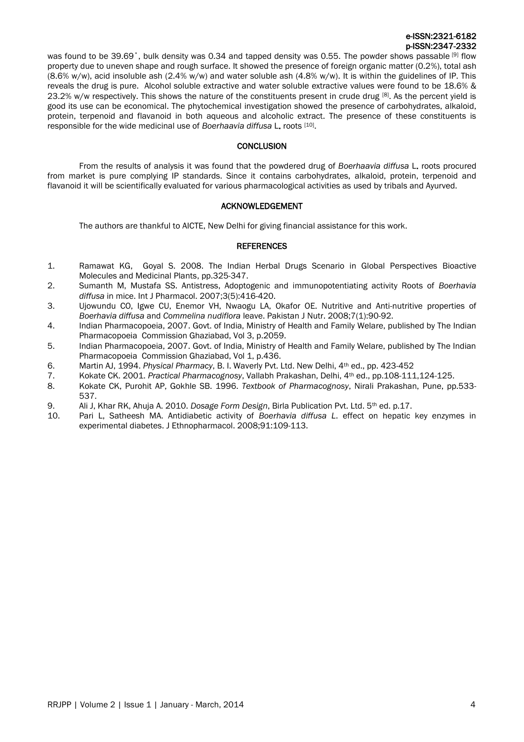was found to be 39.69˚, bulk density was 0.34 and tapped density was 0.55. The powder shows passable [9] flow property due to uneven shape and rough surface. It showed the presence of foreign organic matter (0.2%), total ash (8.6% w/w), acid insoluble ash (2.4% w/w) and water soluble ash (4.8% w/w). It is within the guidelines of IP. This reveals the drug is pure. Alcohol soluble extractive and water soluble extractive values were found to be 18.6% & 23.2% w/w respectively. This shows the nature of the constituents present in crude drug [8]. As the percent yield is good its use can be economical. The phytochemical investigation showed the presence of carbohydrates, alkaloid, protein, terpenoid and flavanoid in both aqueous and alcoholic extract. The presence of these constituents is responsible for the wide medicinal use of *Boerhaavia diffusa* L. roots [10].

## CONCLUSION

From the results of analysis it was found that the powdered drug of *Boerhaavia diffusa* L. roots procured from market is pure complying IP standards. Since it contains carbohydrates, alkaloid, protein, terpenoid and flavanoid it will be scientifically evaluated for various pharmacological activities as used by tribals and Ayurved.

## ACKNOWLEDGEMENT

The authors are thankful to AICTE, New Delhi for giving financial assistance for this work.

## REFERENCES

1. Ramawat KG, Goyal S. 2008. The Indian Herbal Drugs Scenario in Global Perspectives Bioactive Molecules and Medicinal Plants, pp.325-347.
2. Sumanth M, Mustafa SS. Antistress, Adoptogenic and immunopotentiating activity Roots of *Boerhavia diffusa* in mice. Int J Pharmacol. 2007;3(5):416-420.
3. Ujowundu CO, Igwe CU, Enemor VH, Nwaogu LA, Okafor OE. Nutritive and Anti-nutritive properties of *Boerhavia diffusa* and *Commelina nudiflora* leave. Pakistan J Nutr. 2008;7(1):90-92.
4. Indian Pharmacopoeia, 2007. Govt. of India, Ministry of Health and Family Welare, published by The Indian Pharmacopoeia Commission Ghaziabad, Vol 3, p.2059.
5. Indian Pharmacopoeia, 2007. Govt. of India, Ministry of Health and Family Welare, published by The Indian Pharmacopoeia Commission Ghaziabad, Vol 1, p.436.
6. Martin AJ, 1994. *Physical Pharmacy*, B. I. Waverly Pvt. Ltd. New Delhi, 4th ed., pp. 423-452
7. Kokate CK. 2001. *Practical Pharmacognosy*, Vallabh Prakashan, Delhi, 4th ed., pp.108-111,124-125.
8. Kokate CK, Purohit AP, Gokhle SB. 1996. *Textbook of Pharmacognosy*, Nirali Prakashan, Pune, pp.533-537.
9. Ali J, Khar RK, Ahuja A. 2010. *Dosage Form Design*, Birla Publication Pvt. Ltd. 5th ed. p.17.
10. Pari L, Satheesh MA. Antidiabetic activity of *Boerhavia diffusa L*. effect on hepatic key enzymes in experimental diabetes. J Ethnopharmacol. 2008;91:109-113.